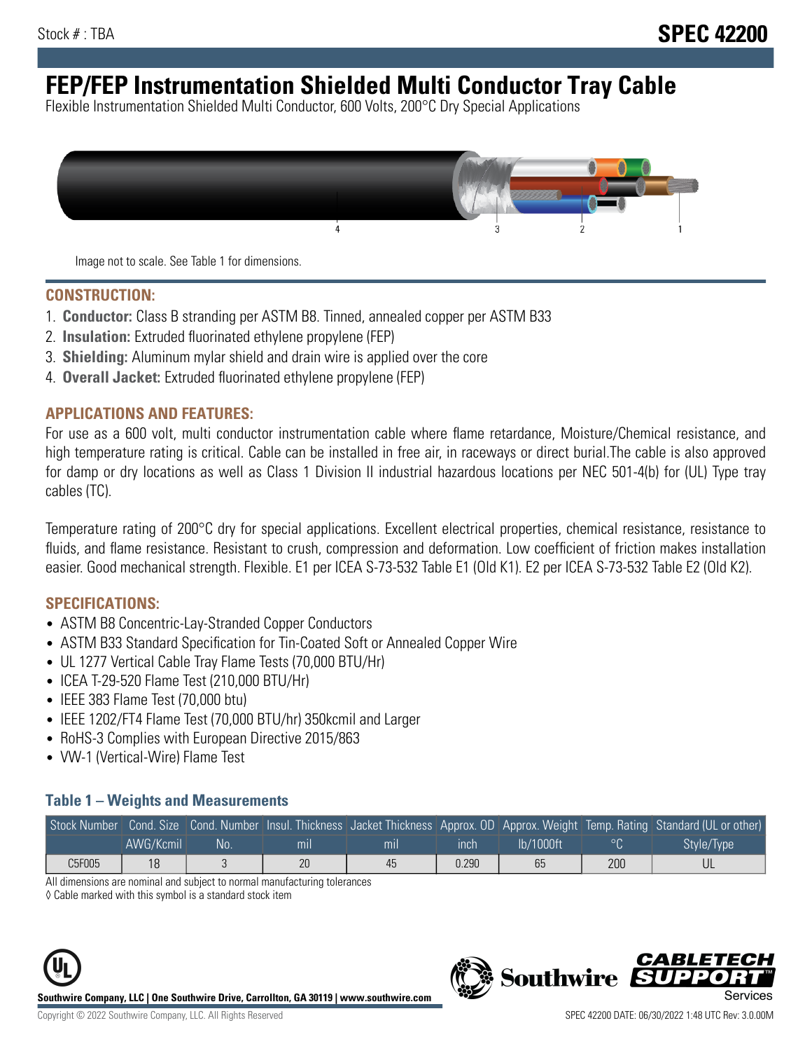Stock # : TBA

# SPEC 42200

# FEP/FEP Instrumentation Shielded Multi Conductor Tray Cable

Flexible Instrumentation Shielded Multi Conductor, 600 Volts, 200°C Dry Special Applications

Image not to scale. See Table 1 for dimensions.

## CONSTRUCTION:

1. **Conductor:** Class B stranding per ASTM B8. Tinned, annealed copper per ASTM B33
2. **Insulation:** Extruded fluorinated ethylene propylene (FEP)
3. **Shielding:** Aluminum mylar shield and drain wire is applied over the core
4. **Overall Jacket:** Extruded fluorinated ethylene propylene (FEP)

## APPLICATIONS AND FEATURES:

For use as a 600 volt, multi conductor instrumentation cable where flame retardance, Moisture/Chemical resistance, and high temperature rating is critical. Cable can be installed in free air, in raceways or direct burial.The cable is also approved for damp or dry locations as well as Class 1 Division II industrial hazardous locations per NEC 501-4(b) for (UL) Type tray cables (TC).

Temperature rating of 200°C dry for special applications. Excellent electrical properties, chemical resistance, resistance to fluids, and flame resistance. Resistant to crush, compression and deformation. Low coefficient of friction makes installation easier. Good mechanical strength. Flexible. E1 per ICEA S-73-532 Table E1 (Old K1). E2 per ICEA S-73-532 Table E2 (Old K2).

## SPECIFICATIONS:

- ASTM B8 Concentric-Lay-Stranded Copper Conductors
- ASTM B33 Standard Specification for Tin-Coated Soft or Annealed Copper Wire
- UL 1277 Vertical Cable Tray Flame Tests (70,000 BTU/Hr)
- ICEA T-29-520 Flame Test (210,000 BTU/Hr)
- IEEE 383 Flame Test (70,000 btu)
- IEEE 1202/FT4 Flame Test (70,000 BTU/hr) 350kcmil and Larger
- RoHS-3 Complies with European Directive 2015/863
- VW-1 (Vertical-Wire) Flame Test

### Table 1 – Weights and Measurements

| Stock Number | Cond. Size | Cond. Number | Insul. Thickness | Jacket Thickness | Approx. OD | Approx. Weight | Temp. Rating | Standard (UL or other) |
|---|---|---|---|---|---|---|---|---|
| | AWG/Kcmil | No. | mil | mil | inch | lb/1000ft | °C | Style/Type |
| C5F005 | 18 | 3 | 20 | 45 | 0.290 | 65 | 200 | UL |

All dimensions are nominal and subject to normal manufacturing tolerances

◊ Cable marked with this symbol is a standard stock item

Southwire Company, LLC | One Southwire Drive, Carrollton, GA 30119 | www.southwire.com

Copyright © 2022 Southwire Company, LLC. All Rights Reserved

SPEC 42200 DATE: 06/30/2022 1:48 UTC Rev: 3.0.00M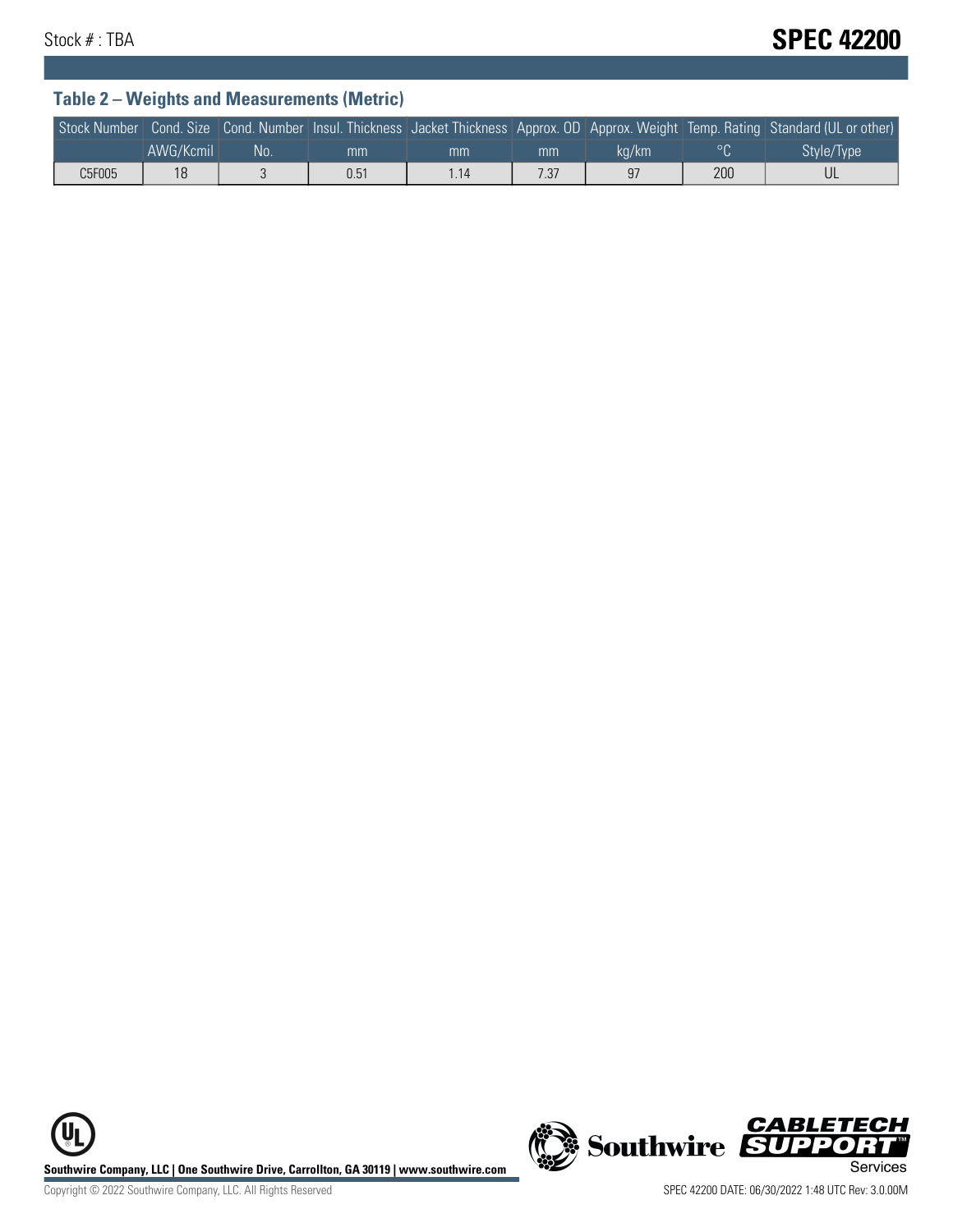### Table 2 – Weights and Measurements (Metric)

| Stock Number | Cond. Size | Cond. Number | Insul. Thickness | Jacket Thickness | Approx. OD | Approx. Weight | Temp. Rating | Standard (UL or other) |
|---|---|---|---|---|---|---|---|---|
| | AWG/Kcmil | No. | mm | mm | mm | kg/km | °C | Style/Type |
| C5F005 | 18 | 3 | 0.51 | 1.14 | 7.37 | 97 | 200 | UL |

**Southwire Company, LLC | One Southwire Drive, Carrollton, GA 30119 | www.southwire.com**

Copyright © 2022 Southwire Company, LLC. All Rights Reserved

SPEC 42200 DATE: 06/30/2022 1:48 UTC Rev: 3.0.00M